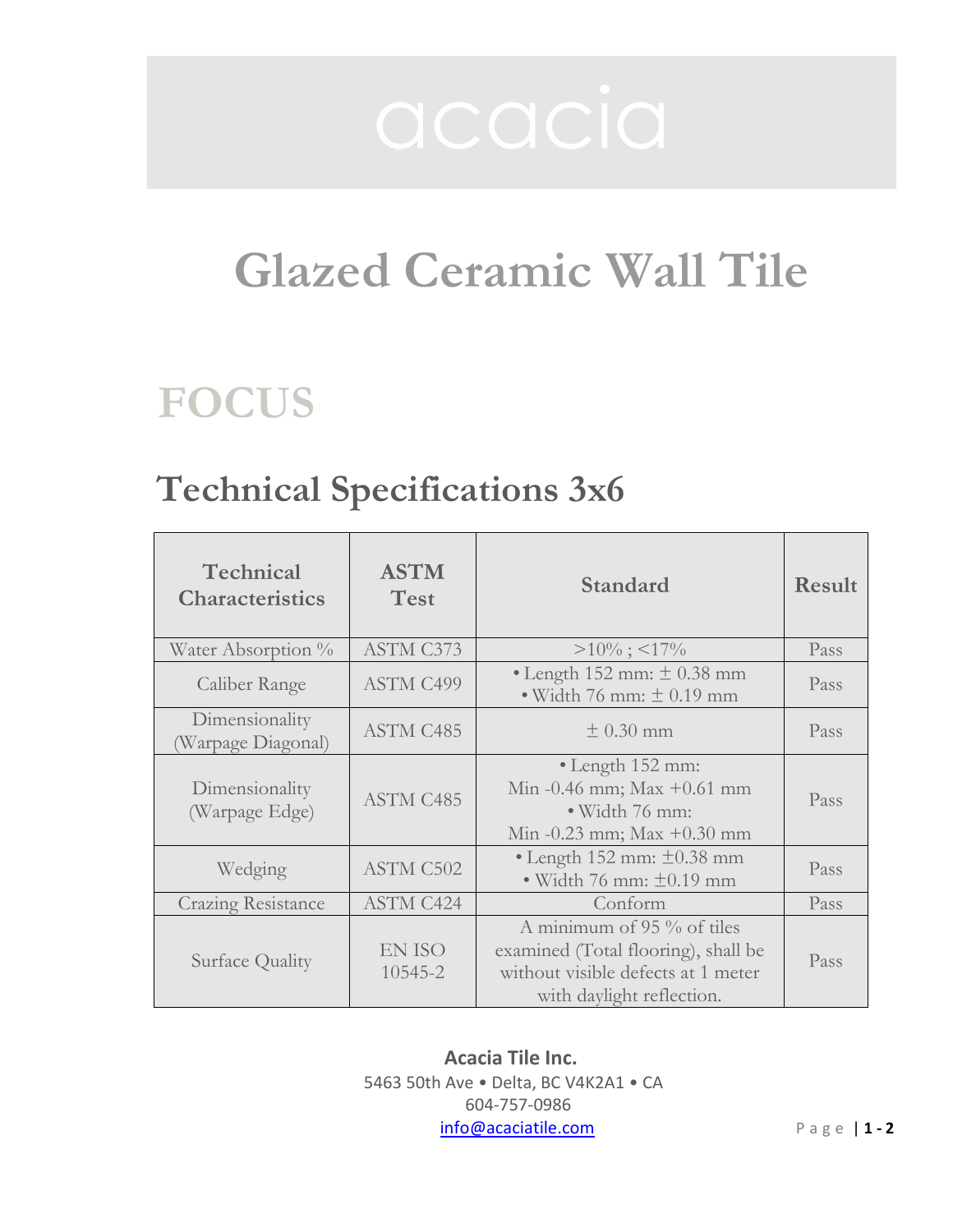acacia

# Glazed Ceramic Wall Tile

# FOCUS

## Technical Specifications 3x6

| Technical Characteristics | ASTM Test | Standard | Result |
|---|---|---|---|
| Water Absorption % | ASTM C373 | >10% ; <17% | Pass |
| Caliber Range | ASTM C499 | • Length 152 mm: ± 0.38 mm<br>• Width 76 mm: ± 0.19 mm | Pass |
| Dimensionality (Warpage Diagonal) | ASTM C485 | ± 0.30 mm | Pass |
| Dimensionality (Warpage Edge) | ASTM C485 | • Length 152 mm:<br>Min -0.46 mm; Max +0.61 mm<br>• Width 76 mm:<br>Min -0.23 mm; Max +0.30 mm | Pass |
| Wedging | ASTM C502 | • Length 152 mm: ±0.38 mm<br>• Width 76 mm: ±0.19 mm | Pass |
| Crazing Resistance | ASTM C424 | Conform | Pass |
| Surface Quality | EN ISO 10545-2 | A minimum of 95 % of tiles examined (Total flooring), shall be without visible defects at 1 meter with daylight reflection. | Pass |

**Acacia Tile Inc.**
5463 50th Ave • Delta, BC V4K2A1 • CA
604-757-0986
info@acaciatile.com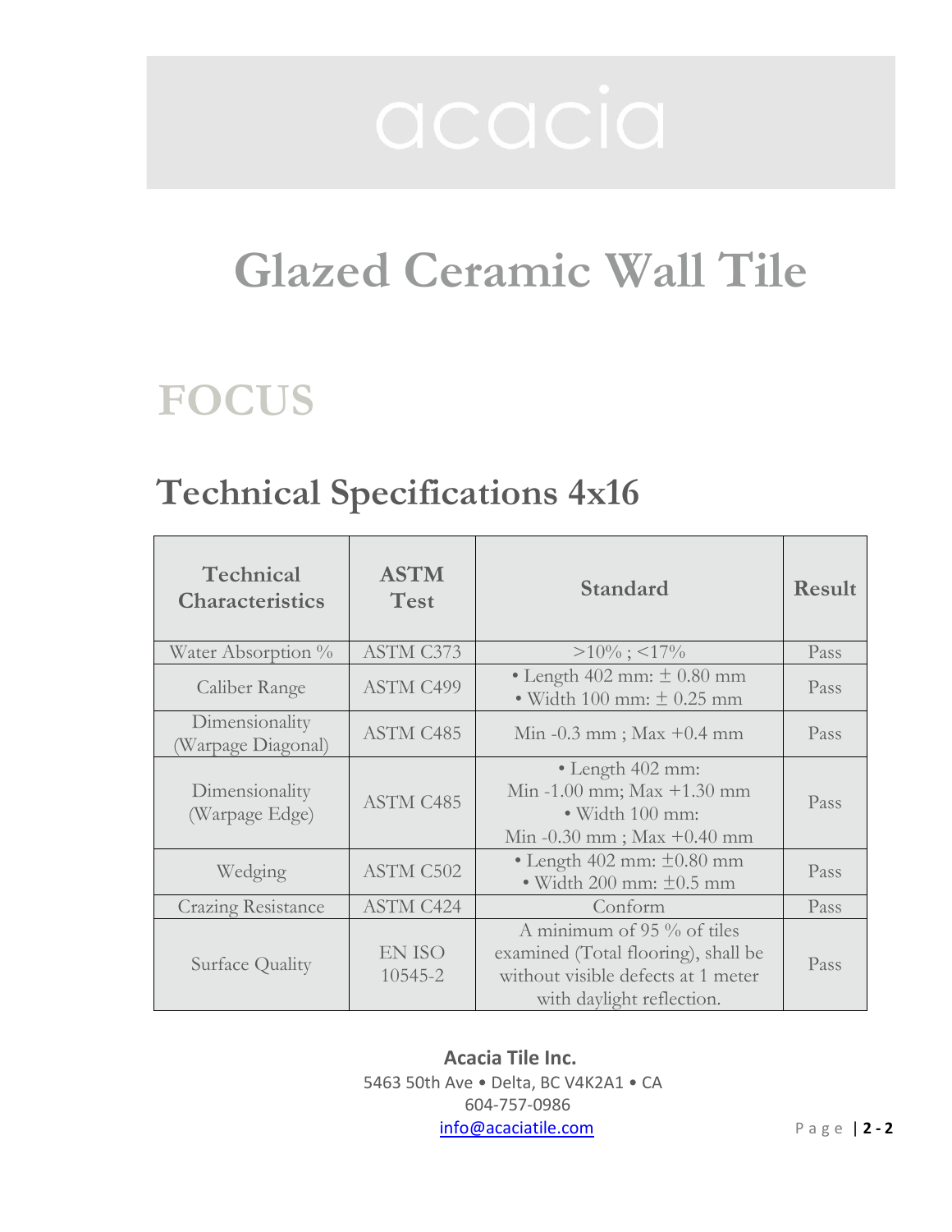acacia

# Glazed Ceramic Wall Tile

## FOCUS

## Technical Specifications 4x16

| Technical Characteristics | ASTM Test | Standard | Result |
|---|---|---|---|
| Water Absorption % | ASTM C373 | >10% ; <17% | Pass |
| Caliber Range | ASTM C499 | • Length 402 mm: ± 0.80 mm<br>• Width 100 mm: ± 0.25 mm | Pass |
| Dimensionality (Warpage Diagonal) | ASTM C485 | Min -0.3 mm ; Max +0.4 mm | Pass |
| Dimensionality (Warpage Edge) | ASTM C485 | • Length 402 mm:<br>Min -1.00 mm; Max +1.30 mm<br>• Width 100 mm:<br>Min -0.30 mm ; Max +0.40 mm | Pass |
| Wedging | ASTM C502 | • Length 402 mm: ±0.80 mm<br>• Width 200 mm: ±0.5 mm | Pass |
| Crazing Resistance | ASTM C424 | Conform | Pass |
| Surface Quality | EN ISO 10545-2 | A minimum of 95 % of tiles examined (Total flooring), shall be without visible defects at 1 meter with daylight reflection. | Pass |

**Acacia Tile Inc.**
5463 50th Ave • Delta, BC V4K2A1 • CA
604-757-0986
info@acaciatile.com